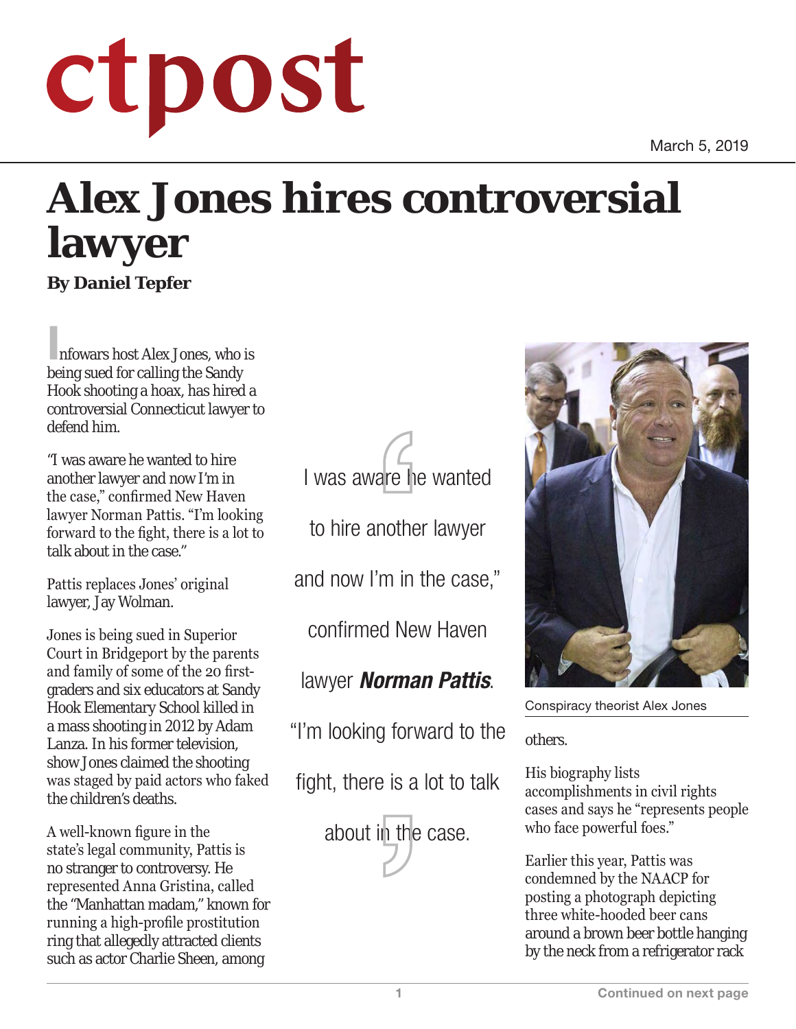# ctpost

March 5, 2019

# Alex Jones hires controversial lawyer

**By Daniel Tepfer**

Infowars host Alex Jones, who is being sued for calling the Sandy Hook shooting a hoax, has hired a controversial Connecticut lawyer to defend him.

"I was aware he wanted to hire another lawyer and now I'm in the case," confirmed New Haven lawyer Norman Pattis. "I'm looking forward to the fight, there is a lot to talk about in the case."

Pattis replaces Jones' original lawyer, Jay Wolman.

Jones is being sued in Superior Court in Bridgeport by the parents and family of some of the 20 first-graders and six educators at Sandy Hook Elementary School killed in a mass shooting in 2012 by Adam Lanza. In his former television, show Jones claimed the shooting was staged by paid actors who faked the children's deaths.

> I was aware he wanted to hire another lawyer and now I'm in the case," confirmed New Haven lawyer ***Norman Pattis***. "I'm looking forward to the fight, there is a lot to talk about in the case.

A well-known figure in the state's legal community, Pattis is no stranger to controversy. He represented Anna Gristina, called the "Manhattan madam," known for running a high-profile prostitution ring that allegedly attracted clients such as actor Charlie Sheen, among others.

Conspiracy theorist Alex Jones

His biography lists accomplishments in civil rights cases and says he "represents people who face powerful foes."

Earlier this year, Pattis was condemned by the NAACP for posting a photograph depicting three white-hooded beer cans around a brown beer bottle hanging by the neck from a refrigerator rack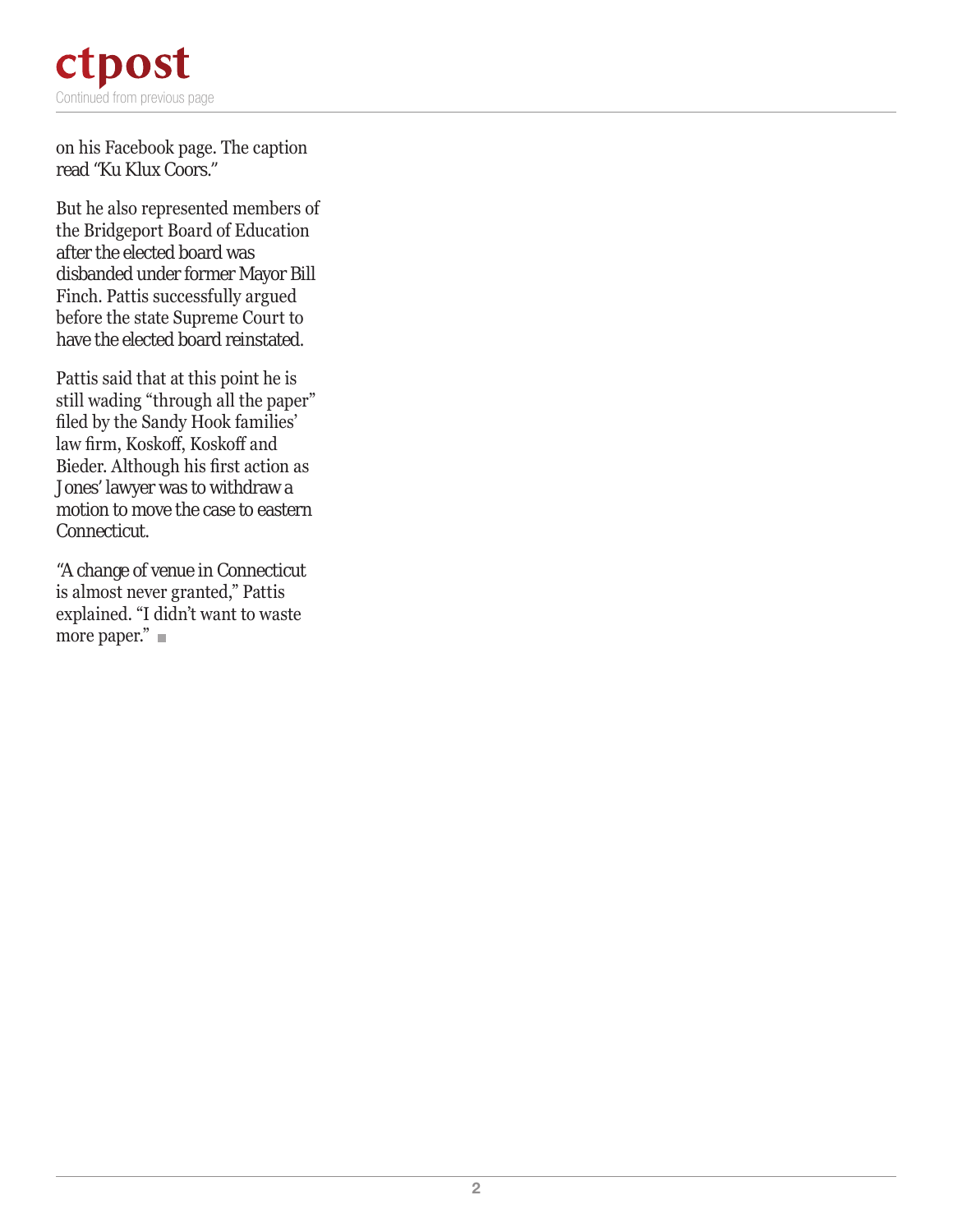on his Facebook page. The caption read "Ku Klux Coors."

But he also represented members of the Bridgeport Board of Education after the elected board was disbanded under former Mayor Bill Finch. Pattis successfully argued before the state Supreme Court to have the elected board reinstated.

Pattis said that at this point he is still wading "through all the paper" filed by the Sandy Hook families' law firm, Koskoff, Koskoff and Bieder. Although his first action as Jones' lawyer was to withdraw a motion to move the case to eastern Connecticut.

"A change of venue in Connecticut is almost never granted," Pattis explained. "I didn't want to waste more paper."